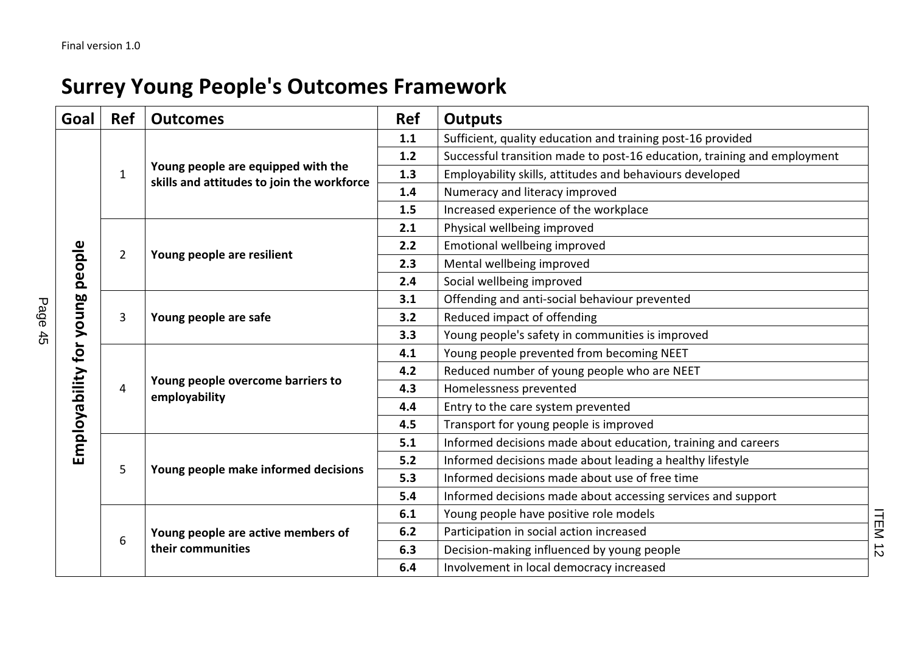Final version 1.0

# Surrey Young People's Outcomes Framework

| Goal | Ref | Outcomes | Ref | Outputs |
|---|---|---|---|---|
| **Employability for young people** | 1 | **Young people are equipped with the skills and attitudes to join the workforce** | **1.1** | Sufficient, quality education and training post-16 provided |
| | | | **1.2** | Successful transition made to post-16 education, training and employment |
| | | | **1.3** | Employability skills, attitudes and behaviours developed |
| | | | **1.4** | Numeracy and literacy improved |
| | | | **1.5** | Increased experience of the workplace |
| | 2 | **Young people are resilient** | **2.1** | Physical wellbeing improved |
| | | | **2.2** | Emotional wellbeing improved |
| | | | **2.3** | Mental wellbeing improved |
| | | | **2.4** | Social wellbeing improved |
| | 3 | **Young people are safe** | **3.1** | Offending and anti-social behaviour prevented |
| | | | **3.2** | Reduced impact of offending |
| | | | **3.3** | Young people's safety in communities is improved |
| | 4 | **Young people overcome barriers to employability** | **4.1** | Young people prevented from becoming NEET |
| | | | **4.2** | Reduced number of young people who are NEET |
| | | | **4.3** | Homelessness prevented |
| | | | **4.4** | Entry to the care system prevented |
| | | | **4.5** | Transport for young people is improved |
| | 5 | **Young people make informed decisions** | **5.1** | Informed decisions made about education, training and careers |
| | | | **5.2** | Informed decisions made about leading a healthy lifestyle |
| | | | **5.3** | Informed decisions made about use of free time |
| | | | **5.4** | Informed decisions made about accessing services and support |
| | 6 | **Young people are active members of their communities** | **6.1** | Young people have positive role models |
| | | | **6.2** | Participation in social action increased |
| | | | **6.3** | Decision-making influenced by young people |
| | | | **6.4** | Involvement in local democracy increased |

ITEM 12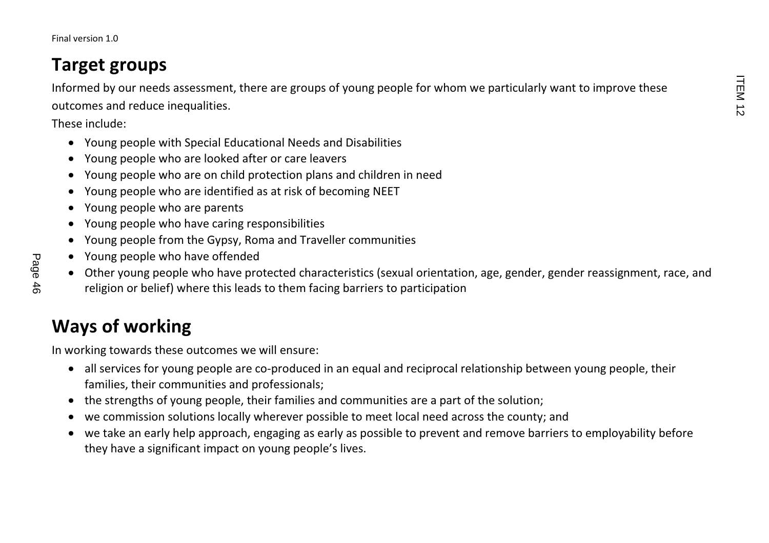## Target groups

Informed by our needs assessment, there are groups of young people for whom we particularly want to improve these outcomes and reduce inequalities.

These include:

- Young people with Special Educational Needs and Disabilities
- Young people who are looked after or care leavers
- Young people who are on child protection plans and children in need
- Young people who are identified as at risk of becoming NEET
- Young people who are parents
- Young people who have caring responsibilities
- Young people from the Gypsy, Roma and Traveller communities
- Young people who have offended
- Other young people who have protected characteristics (sexual orientation, age, gender, gender reassignment, race, and religion or belief) where this leads to them facing barriers to participation

## Ways of working

In working towards these outcomes we will ensure:

- all services for young people are co-produced in an equal and reciprocal relationship between young people, their families, their communities and professionals;
- the strengths of young people, their families and communities are a part of the solution;
- we commission solutions locally wherever possible to meet local need across the county; and
- we take an early help approach, engaging as early as possible to prevent and remove barriers to employability before they have a significant impact on young people's lives.